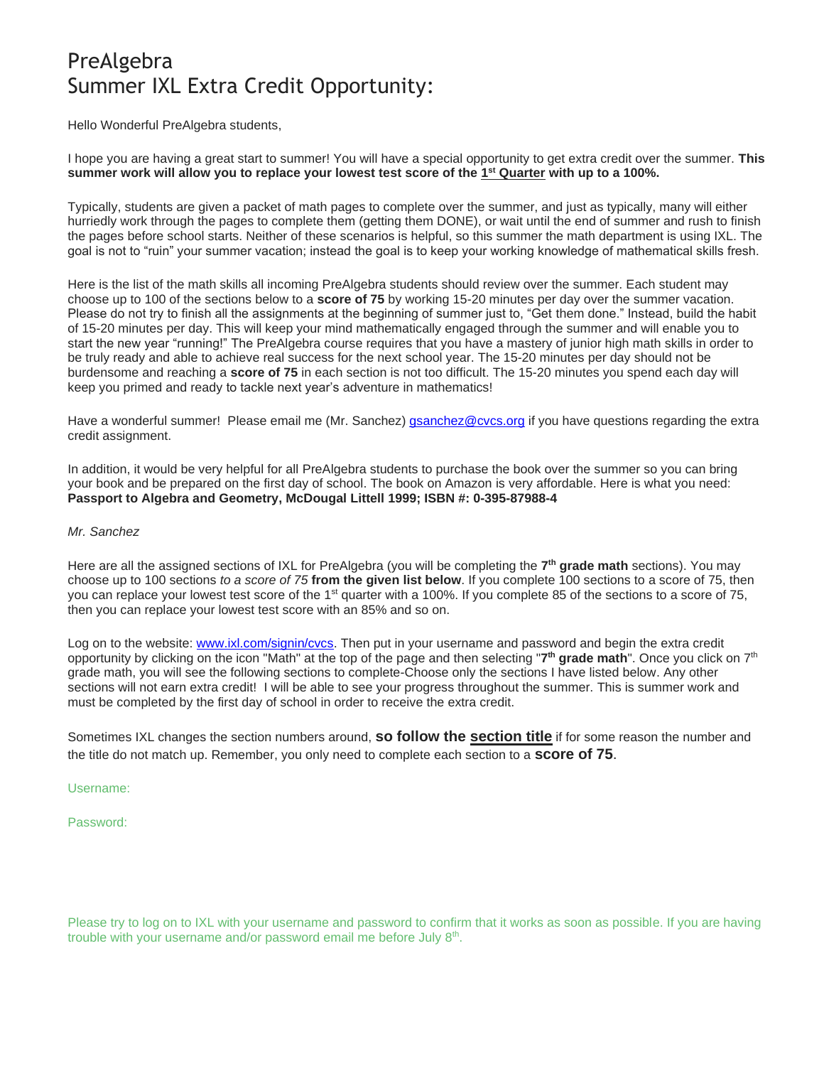# PreAlgebra
# Summer IXL Extra Credit Opportunity:

Hello Wonderful PreAlgebra students,

I hope you are having a great start to summer! You will have a special opportunity to get extra credit over the summer. **This summer work will allow you to replace your lowest test score of the 1st Quarter with up to a 100%.**

Typically, students are given a packet of math pages to complete over the summer, and just as typically, many will either hurriedly work through the pages to complete them (getting them DONE), or wait until the end of summer and rush to finish the pages before school starts. Neither of these scenarios is helpful, so this summer the math department is using IXL. The goal is not to "ruin" your summer vacation; instead the goal is to keep your working knowledge of mathematical skills fresh.

Here is the list of the math skills all incoming PreAlgebra students should review over the summer. Each student may choose up to 100 of the sections below to a **score of 75** by working 15-20 minutes per day over the summer vacation. Please do not try to finish all the assignments at the beginning of summer just to, "Get them done." Instead, build the habit of 15-20 minutes per day. This will keep your mind mathematically engaged through the summer and will enable you to start the new year "running!" The PreAlgebra course requires that you have a mastery of junior high math skills in order to be truly ready and able to achieve real success for the next school year. The 15-20 minutes per day should not be burdensome and reaching a **score of 75** in each section is not too difficult. The 15-20 minutes you spend each day will keep you primed and ready to tackle next year's adventure in mathematics!

Have a wonderful summer! Please email me (Mr. Sanchez) gsanchez@cvcs.org if you have questions regarding the extra credit assignment.

In addition, it would be very helpful for all PreAlgebra students to purchase the book over the summer so you can bring your book and be prepared on the first day of school. The book on Amazon is very affordable. Here is what you need: **Passport to Algebra and Geometry, McDougal Littell 1999; ISBN #: 0-395-87988-4**

*Mr. Sanchez*

Here are all the assigned sections of IXL for PreAlgebra (you will be completing the **7th grade math** sections). You may choose up to 100 sections *to a score of 75* **from the given list below**. If you complete 100 sections to a score of 75, then you can replace your lowest test score of the 1st quarter with a 100%. If you complete 85 of the sections to a score of 75, then you can replace your lowest test score with an 85% and so on.

Log on to the website: www.ixl.com/signin/cvcs. Then put in your username and password and begin the extra credit opportunity by clicking on the icon "Math" at the top of the page and then selecting "**7th grade math**". Once you click on 7th grade math, you will see the following sections to complete-Choose only the sections I have listed below. Any other sections will not earn extra credit! I will be able to see your progress throughout the summer. This is summer work and must be completed by the first day of school in order to receive the extra credit.

Sometimes IXL changes the section numbers around, **so follow the section title** if for some reason the number and the title do not match up. Remember, you only need to complete each section to a **score of 75**.

Username:

Password:

Please try to log on to IXL with your username and password to confirm that it works as soon as possible. If you are having trouble with your username and/or password email me before July 8th.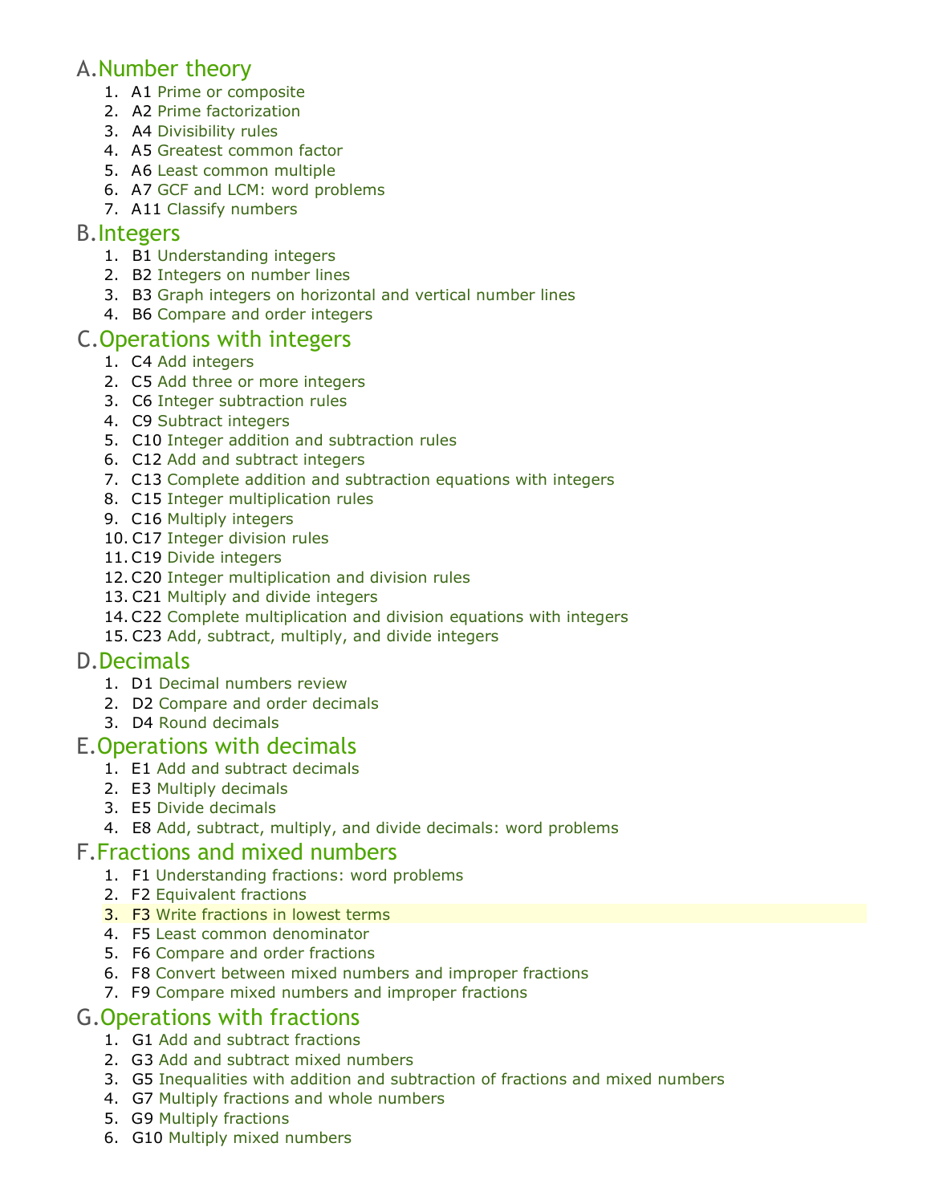## A. Number theory

1. A1 Prime or composite
2. A2 Prime factorization
3. A4 Divisibility rules
4. A5 Greatest common factor
5. A6 Least common multiple
6. A7 GCF and LCM: word problems
7. A11 Classify numbers

## B. Integers

1. B1 Understanding integers
2. B2 Integers on number lines
3. B3 Graph integers on horizontal and vertical number lines
4. B6 Compare and order integers

## C. Operations with integers

1. C4 Add integers
2. C5 Add three or more integers
3. C6 Integer subtraction rules
4. C9 Subtract integers
5. C10 Integer addition and subtraction rules
6. C12 Add and subtract integers
7. C13 Complete addition and subtraction equations with integers
8. C15 Integer multiplication rules
9. C16 Multiply integers
10. C17 Integer division rules
11. C19 Divide integers
12. C20 Integer multiplication and division rules
13. C21 Multiply and divide integers
14. C22 Complete multiplication and division equations with integers
15. C23 Add, subtract, multiply, and divide integers

## D. Decimals

1. D1 Decimal numbers review
2. D2 Compare and order decimals
3. D4 Round decimals

## E. Operations with decimals

1. E1 Add and subtract decimals
2. E3 Multiply decimals
3. E5 Divide decimals
4. E8 Add, subtract, multiply, and divide decimals: word problems

## F. Fractions and mixed numbers

1. F1 Understanding fractions: word problems
2. F2 Equivalent fractions
3. F3 Write fractions in lowest terms
4. F5 Least common denominator
5. F6 Compare and order fractions
6. F8 Convert between mixed numbers and improper fractions
7. F9 Compare mixed numbers and improper fractions

## G. Operations with fractions

1. G1 Add and subtract fractions
2. G3 Add and subtract mixed numbers
3. G5 Inequalities with addition and subtraction of fractions and mixed numbers
4. G7 Multiply fractions and whole numbers
5. G9 Multiply fractions
6. G10 Multiply mixed numbers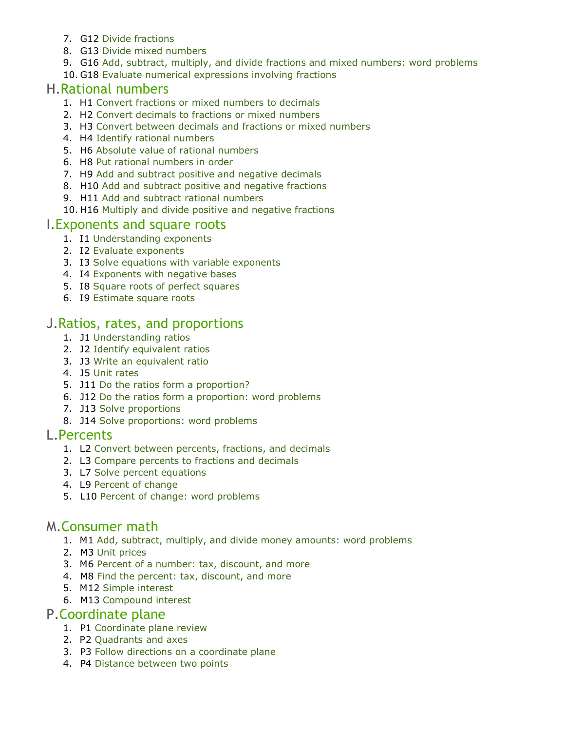7. G12 Divide fractions
8. G13 Divide mixed numbers
9. G16 Add, subtract, multiply, and divide fractions and mixed numbers: word problems
10. G18 Evaluate numerical expressions involving fractions

## H. Rational numbers

1. H1 Convert fractions or mixed numbers to decimals
2. H2 Convert decimals to fractions or mixed numbers
3. H3 Convert between decimals and fractions or mixed numbers
4. H4 Identify rational numbers
5. H6 Absolute value of rational numbers
6. H8 Put rational numbers in order
7. H9 Add and subtract positive and negative decimals
8. H10 Add and subtract positive and negative fractions
9. H11 Add and subtract rational numbers
10. H16 Multiply and divide positive and negative fractions

## I. Exponents and square roots

1. I1 Understanding exponents
2. I2 Evaluate exponents
3. I3 Solve equations with variable exponents
4. I4 Exponents with negative bases
5. I8 Square roots of perfect squares
6. I9 Estimate square roots

## J. Ratios, rates, and proportions

1. J1 Understanding ratios
2. J2 Identify equivalent ratios
3. J3 Write an equivalent ratio
4. J5 Unit rates
5. J11 Do the ratios form a proportion?
6. J12 Do the ratios form a proportion: word problems
7. J13 Solve proportions
8. J14 Solve proportions: word problems

## L. Percents

1. L2 Convert between percents, fractions, and decimals
2. L3 Compare percents to fractions and decimals
3. L7 Solve percent equations
4. L9 Percent of change
5. L10 Percent of change: word problems

## M. Consumer math

1. M1 Add, subtract, multiply, and divide money amounts: word problems
2. M3 Unit prices
3. M6 Percent of a number: tax, discount, and more
4. M8 Find the percent: tax, discount, and more
5. M12 Simple interest
6. M13 Compound interest

## P. Coordinate plane

1. P1 Coordinate plane review
2. P2 Quadrants and axes
3. P3 Follow directions on a coordinate plane
4. P4 Distance between two points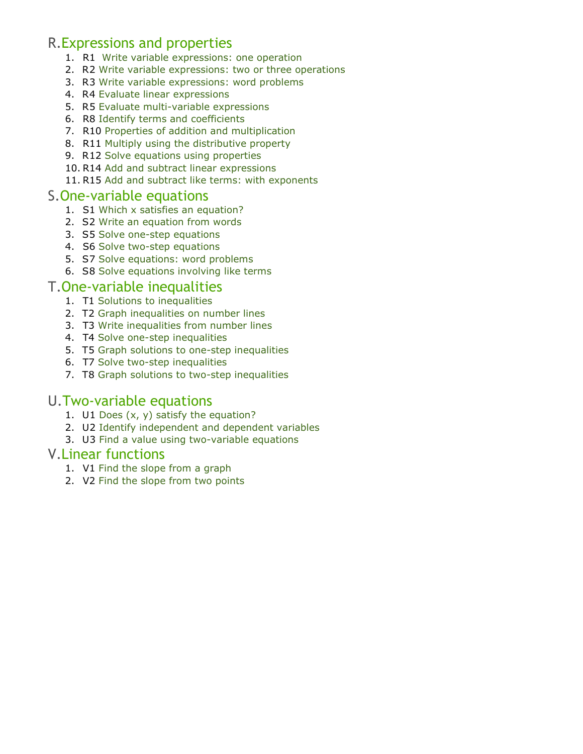## R. Expressions and properties

1. R1 Write variable expressions: one operation
2. R2 Write variable expressions: two or three operations
3. R3 Write variable expressions: word problems
4. R4 Evaluate linear expressions
5. R5 Evaluate multi-variable expressions
6. R8 Identify terms and coefficients
7. R10 Properties of addition and multiplication
8. R11 Multiply using the distributive property
9. R12 Solve equations using properties
10. R14 Add and subtract linear expressions
11. R15 Add and subtract like terms: with exponents

## S. One-variable equations

1. S1 Which x satisfies an equation?
2. S2 Write an equation from words
3. S5 Solve one-step equations
4. S6 Solve two-step equations
5. S7 Solve equations: word problems
6. S8 Solve equations involving like terms

## T. One-variable inequalities

1. T1 Solutions to inequalities
2. T2 Graph inequalities on number lines
3. T3 Write inequalities from number lines
4. T4 Solve one-step inequalities
5. T5 Graph solutions to one-step inequalities
6. T7 Solve two-step inequalities
7. T8 Graph solutions to two-step inequalities

## U. Two-variable equations

1. U1 Does (x, y) satisfy the equation?
2. U2 Identify independent and dependent variables
3. U3 Find a value using two-variable equations

## V. Linear functions

1. V1 Find the slope from a graph
2. V2 Find the slope from two points